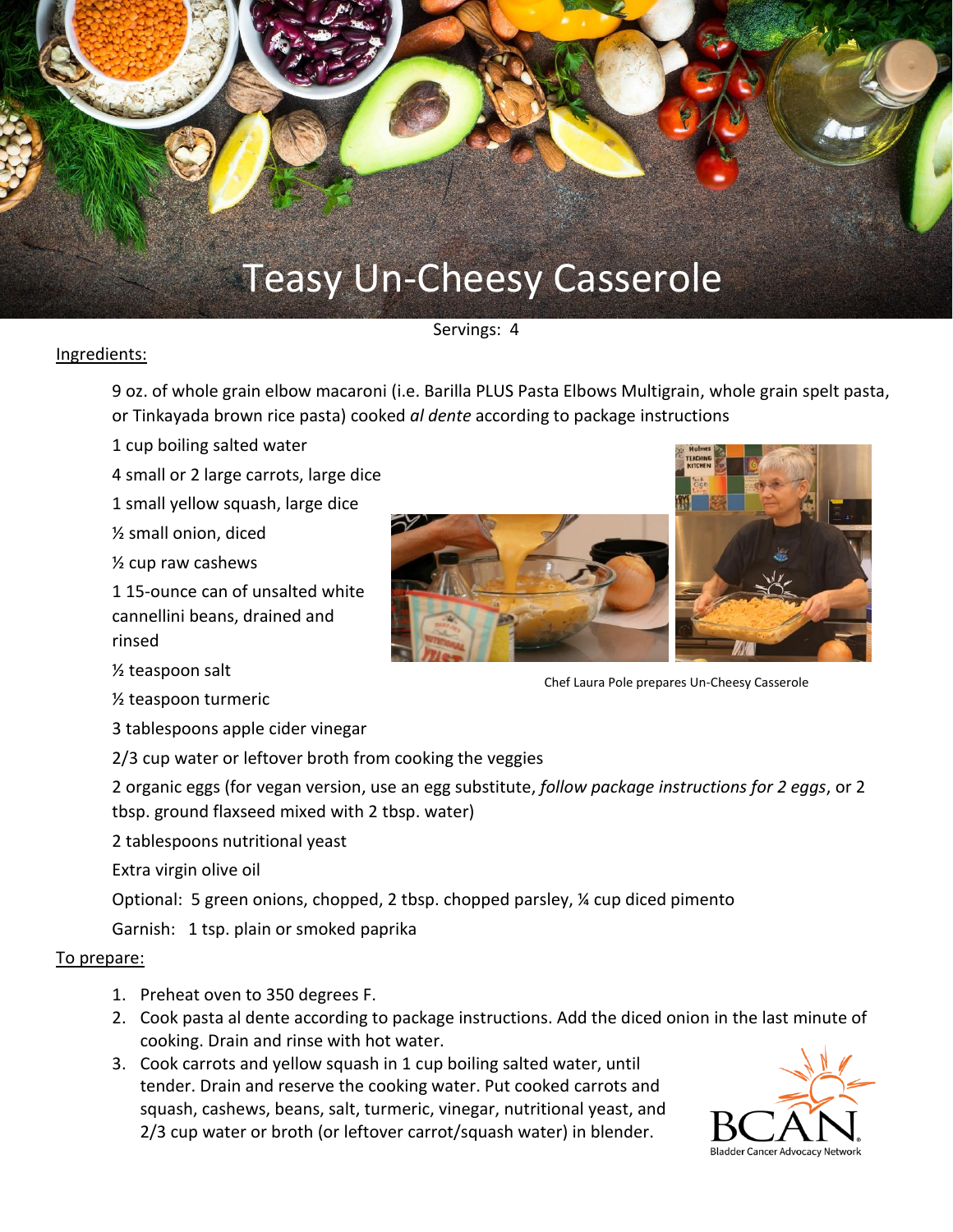# Teasy Un-Cheesy Casserole

Servings: 4

Ingredients:

9 oz. of whole grain elbow macaroni (i.e. Barilla PLUS Pasta Elbows Multigrain, whole grain spelt pasta, or Tinkayada brown rice pasta) cooked *al dente* according to package instructions

1 cup boiling salted water

4 small or 2 large carrots, large dice

1 small yellow squash, large dice

½ small onion, diced

½ cup raw cashews

1 15-ounce can of unsalted white cannellini beans, drained and rinsed

½ teaspoon salt

½ teaspoon turmeric

3 tablespoons apple cider vinegar

2/3 cup water or leftover broth from cooking the veggies

2 organic eggs (for vegan version, use an egg substitute, *follow package instructions for 2 eggs*, or 2 tbsp. ground flaxseed mixed with 2 tbsp. water)

2 tablespoons nutritional yeast

Extra virgin olive oil

Optional: 5 green onions, chopped, 2 tbsp. chopped parsley, ¼ cup diced pimento

Garnish: 1 tsp. plain or smoked paprika

Chef Laura Pole prepares Un-Cheesy Casserole

To prepare:

1. Preheat oven to 350 degrees F.
2. Cook pasta al dente according to package instructions. Add the diced onion in the last minute of cooking. Drain and rinse with hot water.
3. Cook carrots and yellow squash in 1 cup boiling salted water, until tender. Drain and reserve the cooking water. Put cooked carrots and squash, cashews, beans, salt, turmeric, vinegar, nutritional yeast, and 2/3 cup water or broth (or leftover carrot/squash water) in blender.

BCAN Bladder Cancer Advocacy Network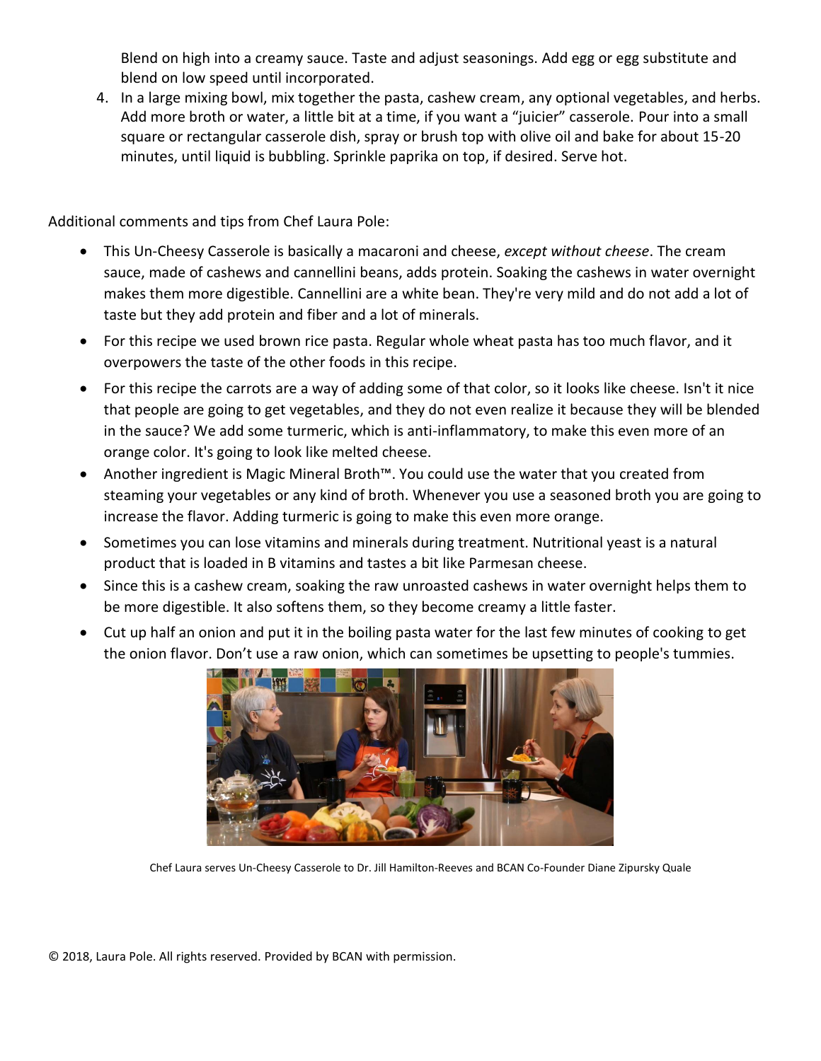Blend on high into a creamy sauce. Taste and adjust seasonings. Add egg or egg substitute and blend on low speed until incorporated.

4. In a large mixing bowl, mix together the pasta, cashew cream, any optional vegetables, and herbs. Add more broth or water, a little bit at a time, if you want a "juicier" casserole. Pour into a small square or rectangular casserole dish, spray or brush top with olive oil and bake for about 15-20 minutes, until liquid is bubbling. Sprinkle paprika on top, if desired. Serve hot.

Additional comments and tips from Chef Laura Pole:

- This Un-Cheesy Casserole is basically a macaroni and cheese, *except without cheese*. The cream sauce, made of cashews and cannellini beans, adds protein. Soaking the cashews in water overnight makes them more digestible. Cannellini are a white bean. They're very mild and do not add a lot of taste but they add protein and fiber and a lot of minerals.
- For this recipe we used brown rice pasta. Regular whole wheat pasta has too much flavor, and it overpowers the taste of the other foods in this recipe.
- For this recipe the carrots are a way of adding some of that color, so it looks like cheese. Isn't it nice that people are going to get vegetables, and they do not even realize it because they will be blended in the sauce? We add some turmeric, which is anti-inflammatory, to make this even more of an orange color. It's going to look like melted cheese.
- Another ingredient is Magic Mineral Broth™. You could use the water that you created from steaming your vegetables or any kind of broth. Whenever you use a seasoned broth you are going to increase the flavor. Adding turmeric is going to make this even more orange.
- Sometimes you can lose vitamins and minerals during treatment. Nutritional yeast is a natural product that is loaded in B vitamins and tastes a bit like Parmesan cheese.
- Since this is a cashew cream, soaking the raw unroasted cashews in water overnight helps them to be more digestible. It also softens them, so they become creamy a little faster.
- Cut up half an onion and put it in the boiling pasta water for the last few minutes of cooking to get the onion flavor. Don't use a raw onion, which can sometimes be upsetting to people's tummies.

Chef Laura serves Un-Cheesy Casserole to Dr. Jill Hamilton-Reeves and BCAN Co-Founder Diane Zipursky Quale

© 2018, Laura Pole. All rights reserved. Provided by BCAN with permission.